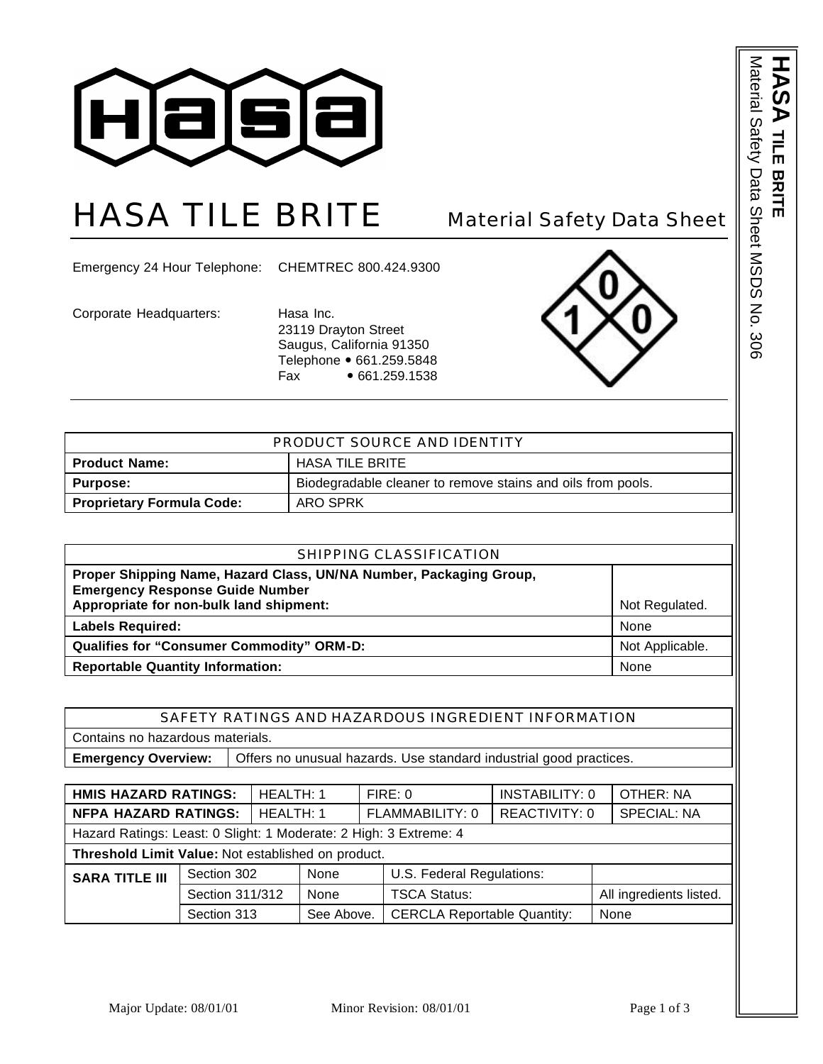# HASA TILE BRITE

## Material Safety Data Sheet

Emergency 24 Hour Telephone: CHEMTREC 800.424.9300

Corporate Headquarters: Hasa Inc.
23119 Drayton Street
Saugus, California 91350
Telephone • 661.259.5848
Fax • 661.259.1538

| PRODUCT SOURCE AND IDENTITY | |
|---|---|
| **Product Name:** | HASA TILE BRITE |
| **Purpose:** | Biodegradable cleaner to remove stains and oils from pools. |
| **Proprietary Formula Code:** | ARO SPRK |

| SHIPPING CLASSIFICATION | |
|---|---|
| **Proper Shipping Name, Hazard Class, UN/NA Number, Packaging Group, Emergency Response Guide Number Appropriate for non-bulk land shipment:** | Not Regulated. |
| **Labels Required:** | None |
| **Qualifies for "Consumer Commodity" ORM-D:** | Not Applicable. |
| **Reportable Quantity Information:** | None |

| SAFETY RATINGS AND HAZARDOUS INGREDIENT INFORMATION | |
|---|---|
| Contains no hazardous materials. | |
| **Emergency Overview:** | Offers no unusual hazards. Use standard industrial good practices. |

| **HMIS HAZARD RATINGS:** | HEALTH: 1 | FIRE: 0 | INSTABILITY: 0 | OTHER: NA |
|---|---|---|---|---|
| **NFPA HAZARD RATINGS:** | HEALTH: 1 | FLAMMABILITY: 0 | REACTIVITY: 0 | SPECIAL: NA |

Hazard Ratings: Least: 0 Slight: 1 Moderate: 2 High: 3 Extreme: 4

**Threshold Limit Value:** Not established on product.

| **SARA TITLE III** | | | | |
|---|---|---|---|---|
| | Section 302 | None | U.S. Federal Regulations: | |
| | Section 311/312 | None | TSCA Status: | All ingredients listed. |
| | Section 313 | See Above. | CERCLA Reportable Quantity: | None |

Major Update: 08/01/01 Minor Revision: 08/01/01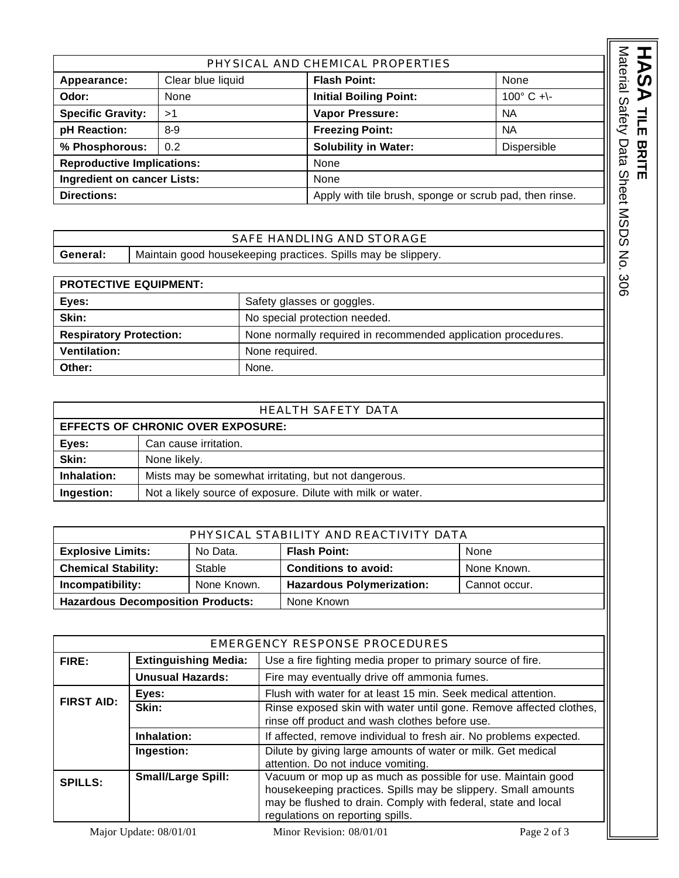| PHYSICAL AND CHEMICAL PROPERTIES | | | |
|---|---|---|---|
| **Appearance:** | Clear blue liquid | **Flash Point:** | None |
| **Odor:** | None | **Initial Boiling Point:** | 100° C +\- |
| **Specific Gravity:** | >1 | **Vapor Pressure:** | NA |
| **pH Reaction:** | 8-9 | **Freezing Point:** | NA |
| **% Phosphorous:** | 0.2 | **Solubility in Water:** | Dispersible |
| **Reproductive Implications:** | | None | |
| **Ingredient on cancer Lists:** | | None | |
| **Directions:** | | Apply with tile brush, sponge or scrub pad, then rinse. | |

| SAFE HANDLING AND STORAGE | |
|---|---|
| **General:** | Maintain good housekeeping practices. Spills may be slippery. |

| PROTECTIVE EQUIPMENT: | |
|---|---|
| **Eyes:** | Safety glasses or goggles. |
| **Skin:** | No special protection needed. |
| **Respiratory Protection:** | None normally required in recommended application procedures. |
| **Ventilation:** | None required. |
| **Other:** | None. |

| HEALTH SAFETY DATA | |
|---|---|
| **EFFECTS OF CHRONIC OVER EXPOSURE:** | |
| **Eyes:** | Can cause irritation. |
| **Skin:** | None likely. |
| **Inhalation:** | Mists may be somewhat irritating, but not dangerous. |
| **Ingestion:** | Not a likely source of exposure. Dilute with milk or water. |

| PHYSICAL STABILITY AND REACTIVITY DATA | | | |
|---|---|---|---|
| **Explosive Limits:** | No Data. | **Flash Point:** | None |
| **Chemical Stability:** | Stable | **Conditions to avoid:** | None Known. |
| **Incompatibility:** | None Known. | **Hazardous Polymerization:** | Cannot occur. |
| **Hazardous Decomposition Products:** | | None Known | |

| EMERGENCY RESPONSE PROCEDURES | | |
|---|---|---|
| **FIRE:** | **Extinguishing Media:** | Use a fire fighting media proper to primary source of fire. |
| | **Unusual Hazards:** | Fire may eventually drive off ammonia fumes. |
| **FIRST AID:** | **Eyes:** | Flush with water for at least 15 min. Seek medical attention. |
| | **Skin:** | Rinse exposed skin with water until gone. Remove affected clothes, rinse off product and wash clothes before use. |
| | **Inhalation:** | If affected, remove individual to fresh air. No problems expected. |
| | **Ingestion:** | Dilute by giving large amounts of water or milk. Get medical attention. Do not induce vomiting. |
| **SPILLS:** | **Small/Large Spill:** | Vacuum or mop up as much as possible for use. Maintain good housekeeping practices. Spills may be slippery. Small amounts may be flushed to drain. Comply with federal, state and local regulations on reporting spills. |

Major Update: 08/01/01 Minor Revision: 08/01/01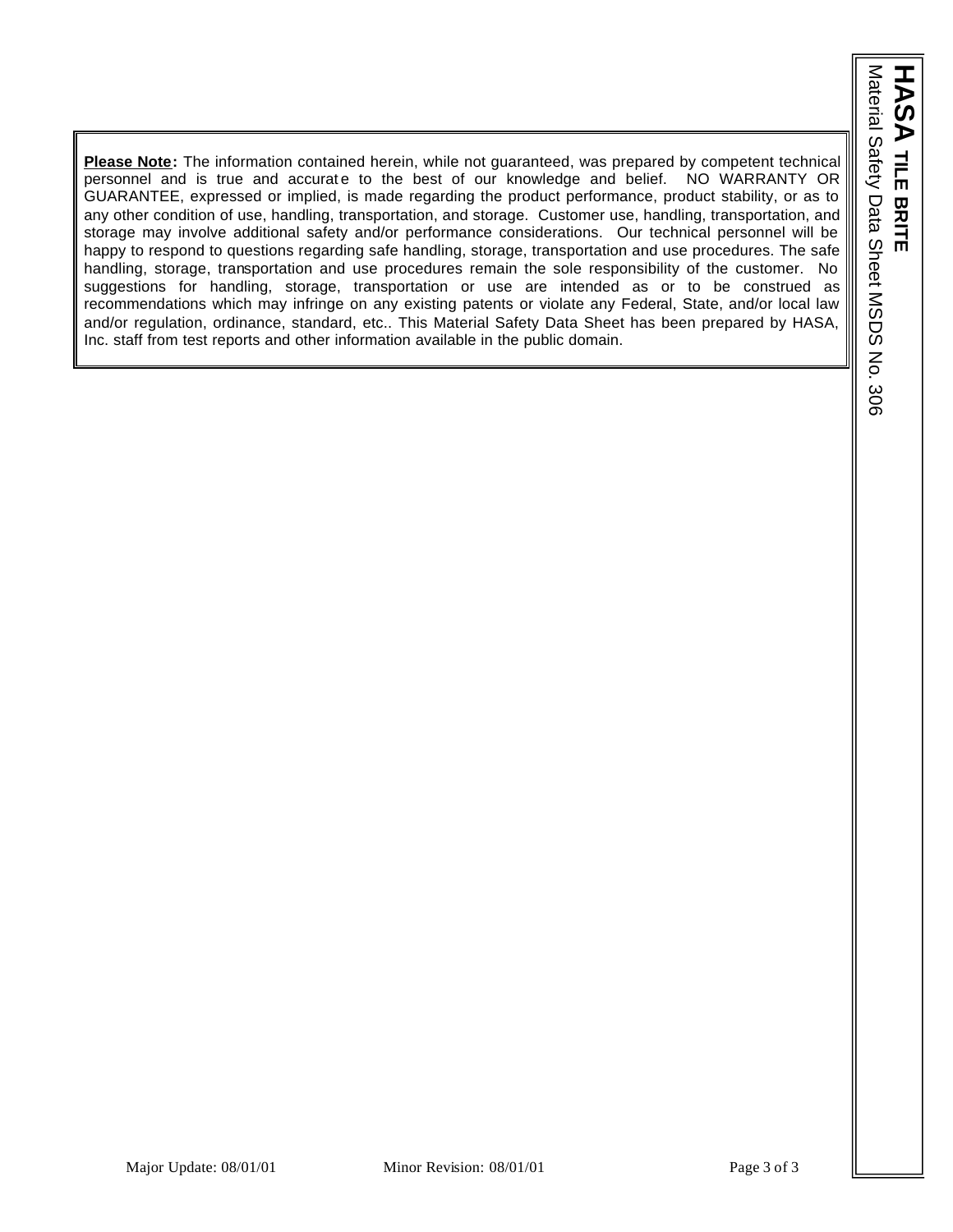**Please Note:** The information contained herein, while not guaranteed, was prepared by competent technical personnel and is true and accurate to the best of our knowledge and belief. NO WARRANTY OR GUARANTEE, expressed or implied, is made regarding the product performance, product stability, or as to any other condition of use, handling, transportation, and storage. Customer use, handling, transportation, and storage may involve additional safety and/or performance considerations. Our technical personnel will be happy to respond to questions regarding safe handling, storage, transportation and use procedures. The safe handling, storage, transportation and use procedures remain the sole responsibility of the customer. No suggestions for handling, storage, transportation or use are intended as or to be construed as recommendations which may infringe on any existing patents or violate any Federal, State, and/or local law and/or regulation, ordinance, standard, etc.. This Material Safety Data Sheet has been prepared by HASA, Inc. staff from test reports and other information available in the public domain.

Major Update: 08/01/01 Minor Revision: 08/01/01